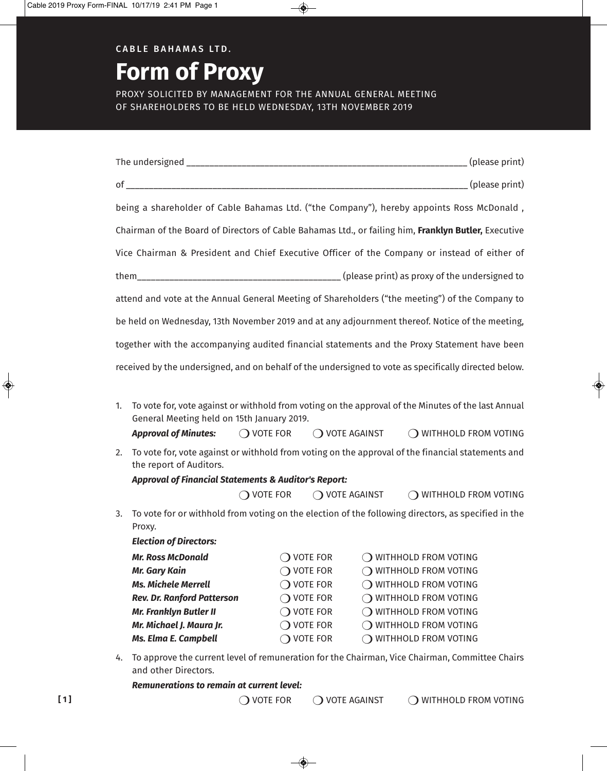CABLE BAHAMAS LTD.

# Form of Proxy

PROXY SOLICITED BY MANAGEMENT FOR THE ANNUAL GENERAL MEETING OF SHAREHOLDERS TO BE HELD WEDNESDAY, 13TH NOVEMBER 2019

The undersigned ____________________________________________________________ (please print)

of __________________________________________________________________________ (please print)

being a shareholder of Cable Bahamas Ltd. ("the Company"), hereby appoints Ross McDonald , Chairman of the Board of Directors of Cable Bahamas Ltd., or failing him, **Franklyn Butler,** Executive Vice Chairman & President and Chief Executive Officer of the Company or instead of either of them__________________________________________ (please print) as proxy of the undersigned to attend and vote at the Annual General Meeting of Shareholders ("the meeting") of the Company to be held on Wednesday, 13th November 2019 and at any adjournment thereof. Notice of the meeting, together with the accompanying audited financial statements and the Proxy Statement have been received by the undersigned, and on behalf of the undersigned to vote as specifically directed below.

1. To vote for, vote against or withhold from voting on the approval of the Minutes of the last Annual General Meeting held on 15th January 2019.

   ***Approval of Minutes:*** ❍ VOTE FOR ❍ VOTE AGAINST ❍ WITHHOLD FROM VOTING

2. To vote for, vote against or withhold from voting on the approval of the financial statements and the report of Auditors.

   ***Approval of Financial Statements & Auditor's Report:***

   ❍ VOTE FOR ❍ VOTE AGAINST ❍ WITHHOLD FROM VOTING

3. To vote for or withhold from voting on the election of the following directors, as specified in the Proxy.

   ***Election of Directors:***

| | | |
|---|---|---|
| ***Mr. Ross McDonald*** | ❍ VOTE FOR | ❍ WITHHOLD FROM VOTING |
| ***Mr. Gary Kain*** | ❍ VOTE FOR | ❍ WITHHOLD FROM VOTING |
| ***Ms. Michele Merrell*** | ❍ VOTE FOR | ❍ WITHHOLD FROM VOTING |
| ***Rev. Dr. Ranford Patterson*** | ❍ VOTE FOR | ❍ WITHHOLD FROM VOTING |
| ***Mr. Franklyn Butler II*** | ❍ VOTE FOR | ❍ WITHHOLD FROM VOTING |
| ***Mr. Michael J. Maura Jr.*** | ❍ VOTE FOR | ❍ WITHHOLD FROM VOTING |
| ***Ms. Elma E. Campbell*** | ❍ VOTE FOR | ❍ WITHHOLD FROM VOTING |

4. To approve the current level of remuneration for the Chairman, Vice Chairman, Committee Chairs and other Directors.

   ***Remunerations to remain at current level:***

   ❍ VOTE FOR ❍ VOTE AGAINST ❍ WITHHOLD FROM VOTING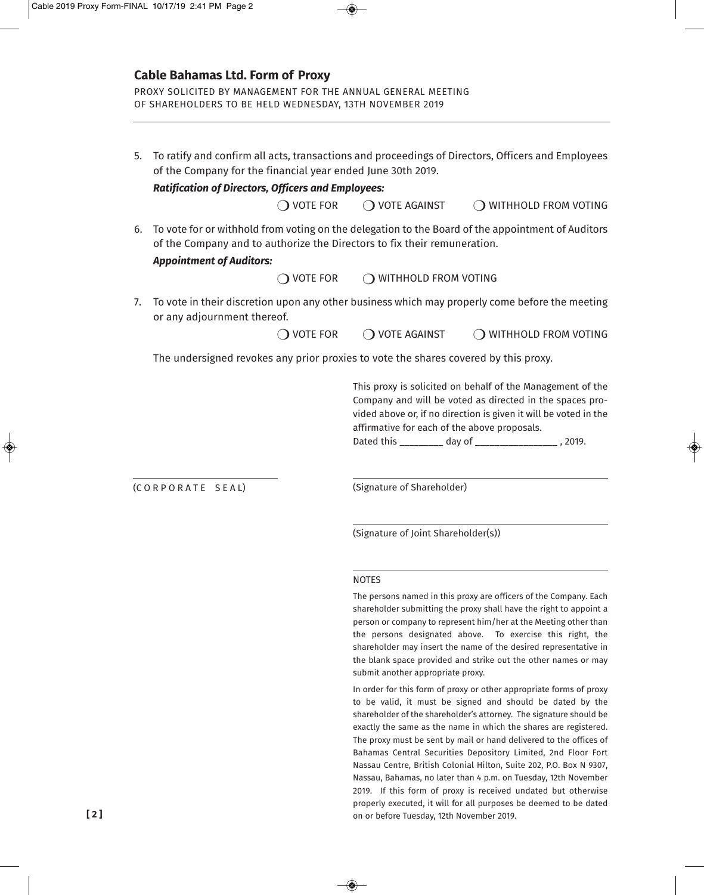## Cable Bahamas Ltd. Form of Proxy

PROXY SOLICITED BY MANAGEMENT FOR THE ANNUAL GENERAL MEETING OF SHAREHOLDERS TO BE HELD WEDNESDAY, 13TH NOVEMBER 2019

5. To ratify and confirm all acts, transactions and proceedings of Directors, Officers and Employees of the Company for the financial year ended June 30th 2019.

   ***Ratification of Directors, Officers and Employees:***

   ❍ VOTE FOR ❍ VOTE AGAINST ❍ WITHHOLD FROM VOTING

6. To vote for or withhold from voting on the delegation to the Board of the appointment of Auditors of the Company and to authorize the Directors to fix their remuneration.

   ***Appointment of Auditors:***

   ❍ VOTE FOR ❍ WITHHOLD FROM VOTING

7. To vote in their discretion upon any other business which may properly come before the meeting or any adjournment thereof.

   ❍ VOTE FOR ❍ VOTE AGAINST ❍ WITHHOLD FROM VOTING

The undersigned revokes any prior proxies to vote the shares covered by this proxy.

This proxy is solicited on behalf of the Management of the Company and will be voted as directed in the spaces provided above or, if no direction is given it will be voted in the affirmative for each of the above proposals.

Dated this _________ day of _________________ , 2019.

_______________________
(CORPORATE SEAL)

_______________________
(Signature of Shareholder)

_______________________
(Signature of Joint Shareholder(s))

NOTES

The persons named in this proxy are officers of the Company. Each shareholder submitting the proxy shall have the right to appoint a person or company to represent him/her at the Meeting other than the persons designated above. To exercise this right, the shareholder may insert the name of the desired representative in the blank space provided and strike out the other names or may submit another appropriate proxy.

In order for this form of proxy or other appropriate forms of proxy to be valid, it must be signed and should be dated by the shareholder of the shareholder's attorney. The signature should be exactly the same as the name in which the shares are registered. The proxy must be sent by mail or hand delivered to the offices of Bahamas Central Securities Depository Limited, 2nd Floor Fort Nassau Centre, British Colonial Hilton, Suite 202, P.O. Box N 9307, Nassau, Bahamas, no later than 4 p.m. on Tuesday, 12th November 2019. If this form of proxy is received undated but otherwise properly executed, it will for all purposes be deemed to be dated on or before Tuesday, 12th November 2019.